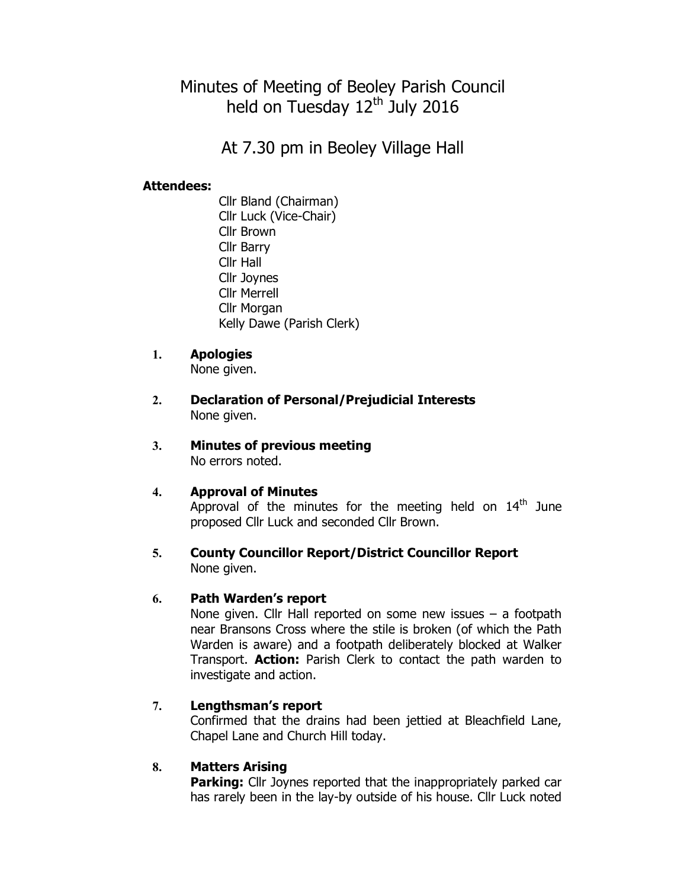# Minutes of Meeting of Beoley Parish Council held on Tuesday 12th July 2016

## At 7.30 pm in Beoley Village Hall

**Attendees:**

Cllr Bland (Chairman)
Cllr Luck (Vice-Chair)
Cllr Brown
Cllr Barry
Cllr Hall
Cllr Joynes
Cllr Merrell
Cllr Morgan
Kelly Dawe (Parish Clerk)

1. **Apologies**
   None given.

2. **Declaration of Personal/Prejudicial Interests**
   None given.

3. **Minutes of previous meeting**
   No errors noted.

4. **Approval of Minutes**
   Approval of the minutes for the meeting held on 14th June proposed Cllr Luck and seconded Cllr Brown.

5. **County Councillor Report/District Councillor Report**
   None given.

6. **Path Warden's report**
   None given. Cllr Hall reported on some new issues – a footpath near Bransons Cross where the stile is broken (of which the Path Warden is aware) and a footpath deliberately blocked at Walker Transport. **Action:** Parish Clerk to contact the path warden to investigate and action.

7. **Lengthsman's report**
   Confirmed that the drains had been jettied at Bleachfield Lane, Chapel Lane and Church Hill today.

8. **Matters Arising**
   **Parking:** Cllr Joynes reported that the inappropriately parked car has rarely been in the lay-by outside of his house. Cllr Luck noted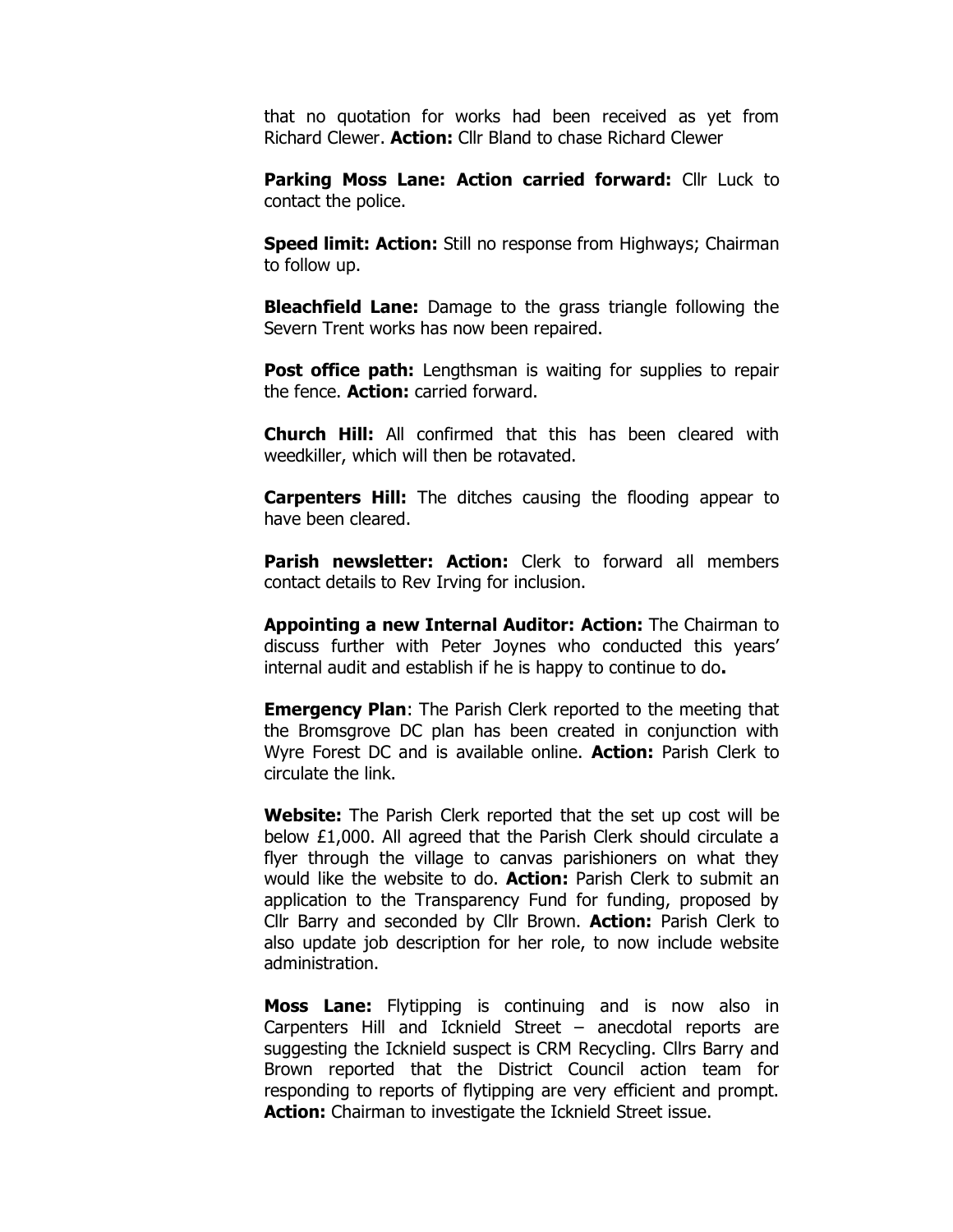that no quotation for works had been received as yet from Richard Clewer. **Action:** Cllr Bland to chase Richard Clewer

**Parking Moss Lane: Action carried forward:** Cllr Luck to contact the police.

**Speed limit: Action:** Still no response from Highways; Chairman to follow up.

**Bleachfield Lane:** Damage to the grass triangle following the Severn Trent works has now been repaired.

**Post office path:** Lengthsman is waiting for supplies to repair the fence. **Action:** carried forward.

**Church Hill:** All confirmed that this has been cleared with weedkiller, which will then be rotavated.

**Carpenters Hill:** The ditches causing the flooding appear to have been cleared.

**Parish newsletter: Action:** Clerk to forward all members contact details to Rev Irving for inclusion.

**Appointing a new Internal Auditor: Action:** The Chairman to discuss further with Peter Joynes who conducted this years' internal audit and establish if he is happy to continue to do**.**

**Emergency Plan**: The Parish Clerk reported to the meeting that the Bromsgrove DC plan has been created in conjunction with Wyre Forest DC and is available online. **Action:** Parish Clerk to circulate the link.

**Website:** The Parish Clerk reported that the set up cost will be below £1,000. All agreed that the Parish Clerk should circulate a flyer through the village to canvas parishioners on what they would like the website to do. **Action:** Parish Clerk to submit an application to the Transparency Fund for funding, proposed by Cllr Barry and seconded by Cllr Brown. **Action:** Parish Clerk to also update job description for her role, to now include website administration.

**Moss Lane:** Flytipping is continuing and is now also in Carpenters Hill and Icknield Street – anecdotal reports are suggesting the Icknield suspect is CRM Recycling. Cllrs Barry and Brown reported that the District Council action team for responding to reports of flytipping are very efficient and prompt. **Action:** Chairman to investigate the Icknield Street issue.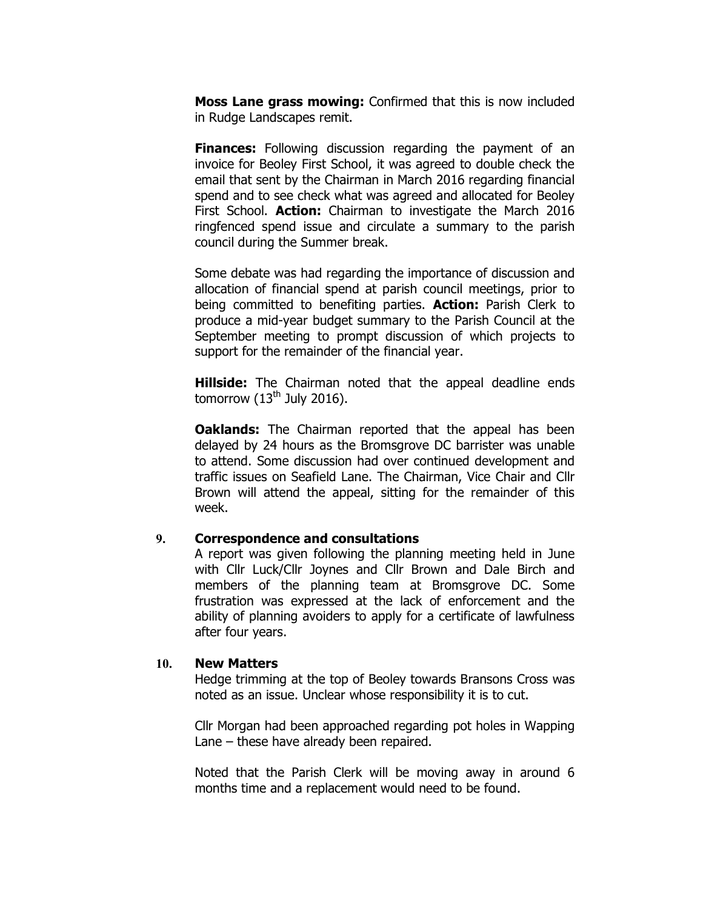**Moss Lane grass mowing:** Confirmed that this is now included in Rudge Landscapes remit.

**Finances:** Following discussion regarding the payment of an invoice for Beoley First School, it was agreed to double check the email that sent by the Chairman in March 2016 regarding financial spend and to see check what was agreed and allocated for Beoley First School. **Action:** Chairman to investigate the March 2016 ringfenced spend issue and circulate a summary to the parish council during the Summer break.

Some debate was had regarding the importance of discussion and allocation of financial spend at parish council meetings, prior to being committed to benefiting parties. **Action:** Parish Clerk to produce a mid-year budget summary to the Parish Council at the September meeting to prompt discussion of which projects to support for the remainder of the financial year.

**Hillside:** The Chairman noted that the appeal deadline ends tomorrow (13th July 2016).

**Oaklands:** The Chairman reported that the appeal has been delayed by 24 hours as the Bromsgrove DC barrister was unable to attend. Some discussion had over continued development and traffic issues on Seafield Lane. The Chairman, Vice Chair and Cllr Brown will attend the appeal, sitting for the remainder of this week.

**9. Correspondence and consultations**

A report was given following the planning meeting held in June with Cllr Luck/Cllr Joynes and Cllr Brown and Dale Birch and members of the planning team at Bromsgrove DC. Some frustration was expressed at the lack of enforcement and the ability of planning avoiders to apply for a certificate of lawfulness after four years.

**10. New Matters**

Hedge trimming at the top of Beoley towards Bransons Cross was noted as an issue. Unclear whose responsibility it is to cut.

Cllr Morgan had been approached regarding pot holes in Wapping Lane – these have already been repaired.

Noted that the Parish Clerk will be moving away in around 6 months time and a replacement would need to be found.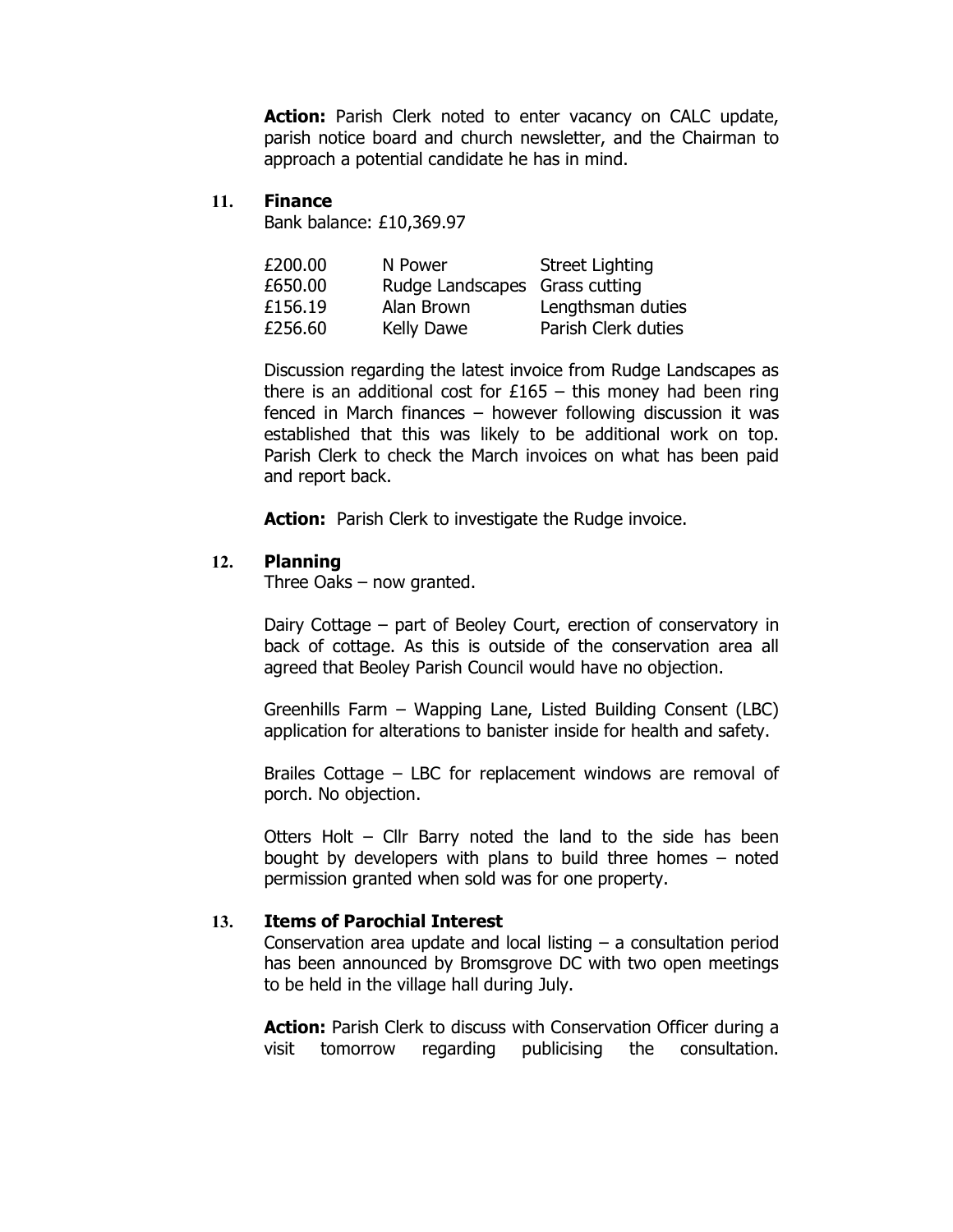**Action:** Parish Clerk noted to enter vacancy on CALC update, parish notice board and church newsletter, and the Chairman to approach a potential candidate he has in mind.

**11. Finance**

Bank balance: £10,369.97

| | | |
|---|---|---|
| £200.00 | N Power | Street Lighting |
| £650.00 | Rudge Landscapes | Grass cutting |
| £156.19 | Alan Brown | Lengthsman duties |
| £256.60 | Kelly Dawe | Parish Clerk duties |

Discussion regarding the latest invoice from Rudge Landscapes as there is an additional cost for £165 – this money had been ring fenced in March finances – however following discussion it was established that this was likely to be additional work on top. Parish Clerk to check the March invoices on what has been paid and report back.

**Action:** Parish Clerk to investigate the Rudge invoice.

**12. Planning**

Three Oaks – now granted.

Dairy Cottage – part of Beoley Court, erection of conservatory in back of cottage. As this is outside of the conservation area all agreed that Beoley Parish Council would have no objection.

Greenhills Farm – Wapping Lane, Listed Building Consent (LBC) application for alterations to banister inside for health and safety.

Brailes Cottage – LBC for replacement windows are removal of porch. No objection.

Otters Holt – Cllr Barry noted the land to the side has been bought by developers with plans to build three homes – noted permission granted when sold was for one property.

**13. Items of Parochial Interest**

Conservation area update and local listing – a consultation period has been announced by Bromsgrove DC with two open meetings to be held in the village hall during July.

**Action:** Parish Clerk to discuss with Conservation Officer during a visit tomorrow regarding publicising the consultation.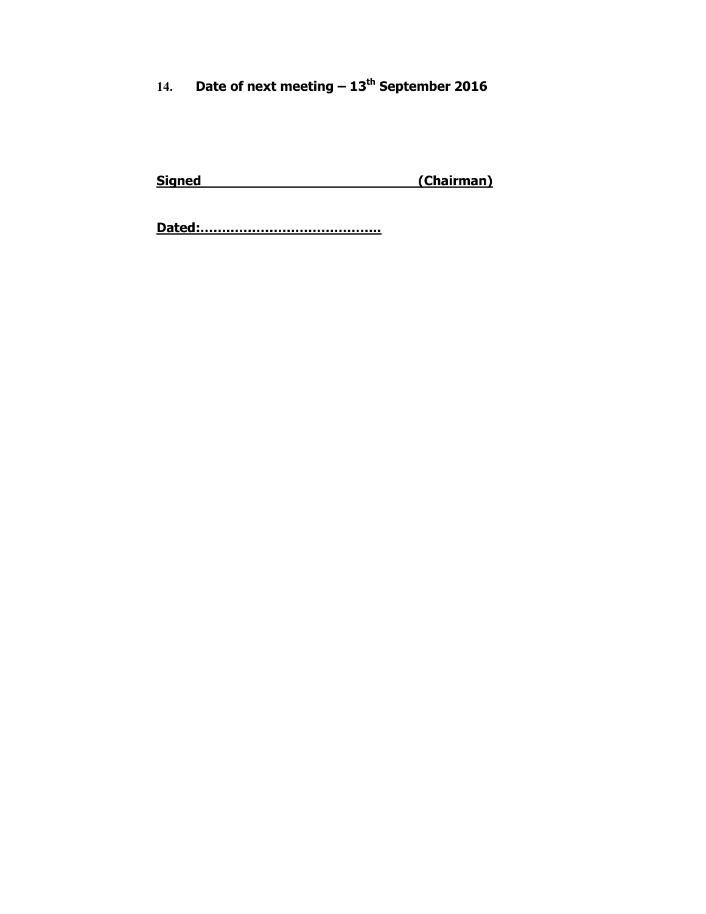**14. Date of next meeting – 13th September 2016**

**Signed \_\_\_\_\_\_\_\_\_\_\_\_\_\_\_\_\_\_\_\_\_\_\_\_\_\_\_\_ (Chairman)**

**Dated:……………………………………**